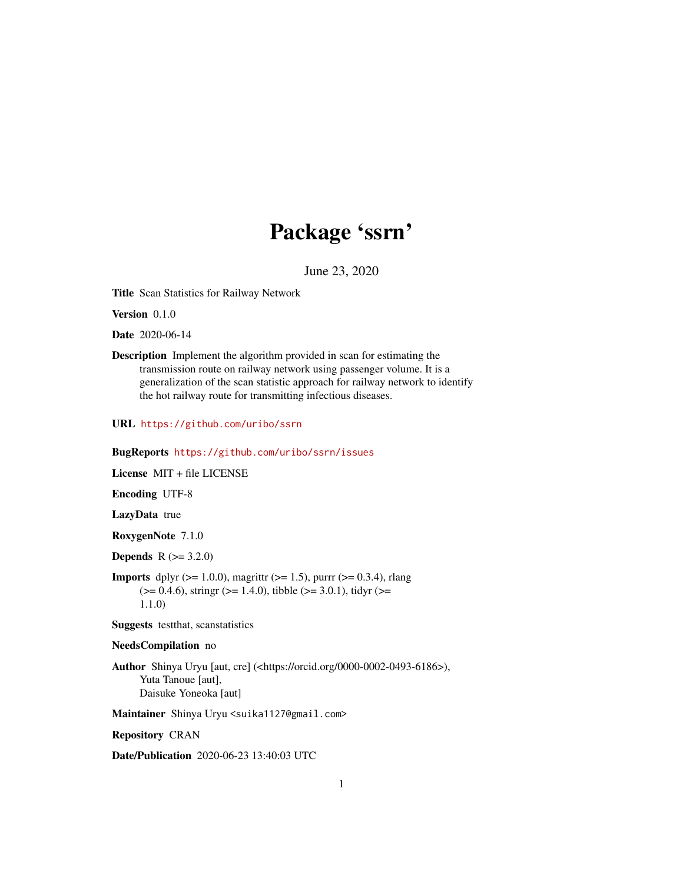# Package 'ssrn'

June 23, 2020

**Title** Scan Statistics for Railway Network

**Version** 0.1.0

**Date** 2020-06-14

**Description** Implement the algorithm provided in scan for estimating the transmission route on railway network using passenger volume. It is a generalization of the scan statistic approach for railway network to identify the hot railway route for transmitting infectious diseases.

**URL** https://github.com/uribo/ssrn

**BugReports** https://github.com/uribo/ssrn/issues

**License** MIT + file LICENSE

**Encoding** UTF-8

**LazyData** true

**RoxygenNote** 7.1.0

**Depends** R (>= 3.2.0)

**Imports** dplyr (>= 1.0.0), magrittr (>= 1.5), purrr (>= 0.3.4), rlang (>= 0.4.6), stringr (>= 1.4.0), tibble (>= 3.0.1), tidyr (>= 1.1.0)

**Suggests** testthat, scanstatistics

**NeedsCompilation** no

**Author** Shinya Uryu [aut, cre] (<https://orcid.org/0000-0002-0493-6186>), Yuta Tanoue [aut], Daisuke Yoneoka [aut]

**Maintainer** Shinya Uryu <suika1127@gmail.com>

**Repository** CRAN

**Date/Publication** 2020-06-23 13:40:03 UTC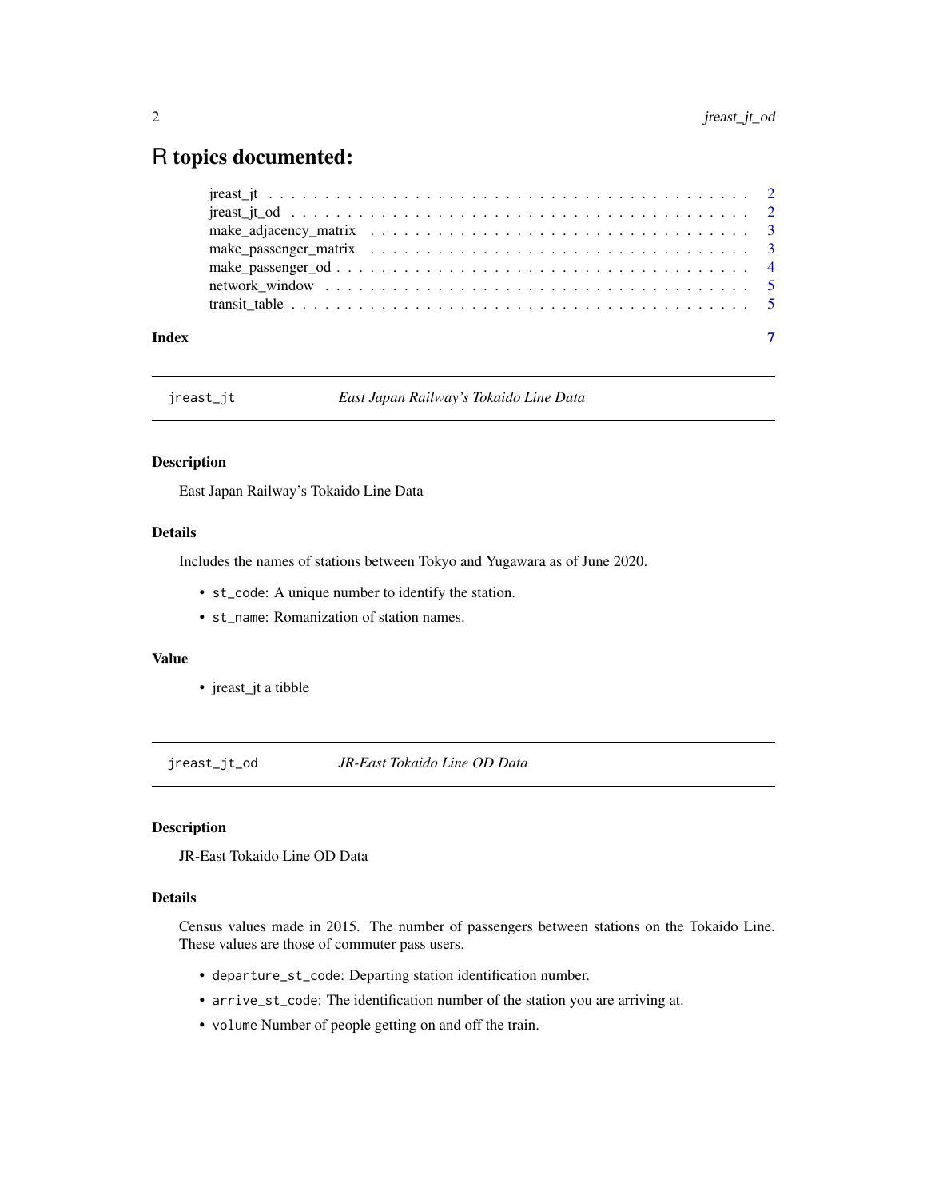# R topics documented:

- jreast_jt . . . . . . . . . . . . . . . . . . . . . . . . . . . . . . . . . . . . . . . . . . 2
- jreast_jt_od . . . . . . . . . . . . . . . . . . . . . . . . . . . . . . . . . . . . . . . . 2
- make_adjacency_matrix . . . . . . . . . . . . . . . . . . . . . . . . . . . . . . . . . 3
- make_passenger_matrix . . . . . . . . . . . . . . . . . . . . . . . . . . . . . . . . . 3
- make_passenger_od . . . . . . . . . . . . . . . . . . . . . . . . . . . . . . . . . . . 4
- network_window . . . . . . . . . . . . . . . . . . . . . . . . . . . . . . . . . . . . 5
- transit_table . . . . . . . . . . . . . . . . . . . . . . . . . . . . . . . . . . . . . . 5

**Index** 7

---

## `jreast_jt` *East Japan Railway's Tokaido Line Data*

### Description

East Japan Railway's Tokaido Line Data

### Details

Includes the names of stations between Tokyo and Yugawara as of June 2020.

- `st_code`: A unique number to identify the station.
- `st_name`: Romanization of station names.

### Value

- jreast_jt a tibble

---

## `jreast_jt_od` *JR-East Tokaido Line OD Data*

### Description

JR-East Tokaido Line OD Data

### Details

Census values made in 2015. The number of passengers between stations on the Tokaido Line. These values are those of commuter pass users.

- `departure_st_code`: Departing station identification number.
- `arrive_st_code`: The identification number of the station you are arriving at.
- `volume` Number of people getting on and off the train.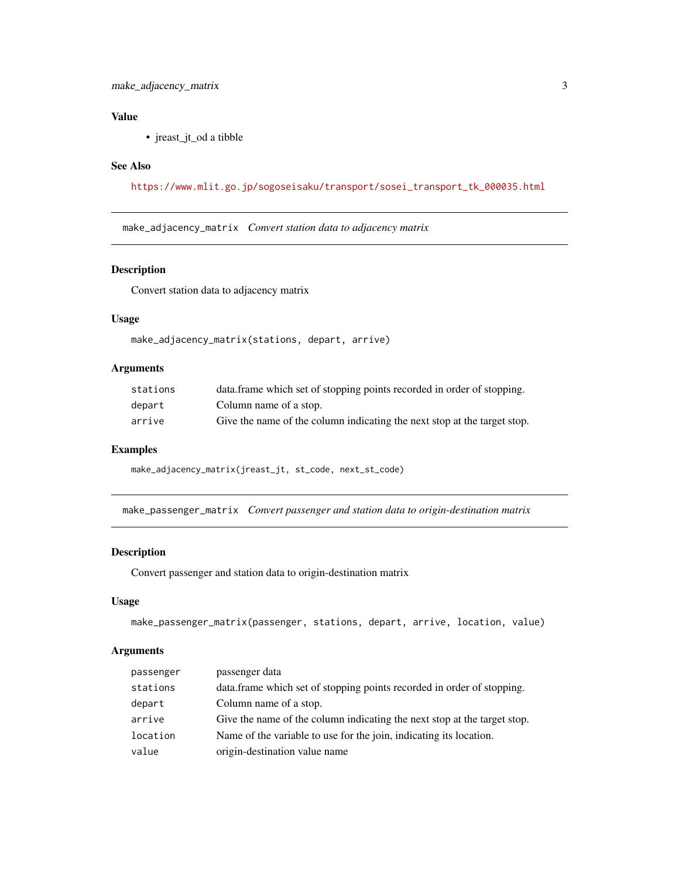### Value

- jreast_jt_od a tibble

### See Also

https://www.mlit.go.jp/sogoseisaku/transport/sosei_transport_tk_000035.html

---

## make_adjacency_matrix *Convert station data to adjacency matrix*

### Description

Convert station data to adjacency matrix

### Usage

```
make_adjacency_matrix(stations, depart, arrive)
```

### Arguments

| | |
|---|---|
| `stations` | data.frame which set of stopping points recorded in order of stopping. |
| `depart` | Column name of a stop. |
| `arrive` | Give the name of the column indicating the next stop at the target stop. |

### Examples

```
make_adjacency_matrix(jreast_jt, st_code, next_st_code)
```

---

## make_passenger_matrix *Convert passenger and station data to origin-destination matrix*

### Description

Convert passenger and station data to origin-destination matrix

### Usage

```
make_passenger_matrix(passenger, stations, depart, arrive, location, value)
```

### Arguments

| | |
|---|---|
| `passenger` | passenger data |
| `stations` | data.frame which set of stopping points recorded in order of stopping. |
| `depart` | Column name of a stop. |
| `arrive` | Give the name of the column indicating the next stop at the target stop. |
| `location` | Name of the variable to use for the join, indicating its location. |
| `value` | origin-destination value name |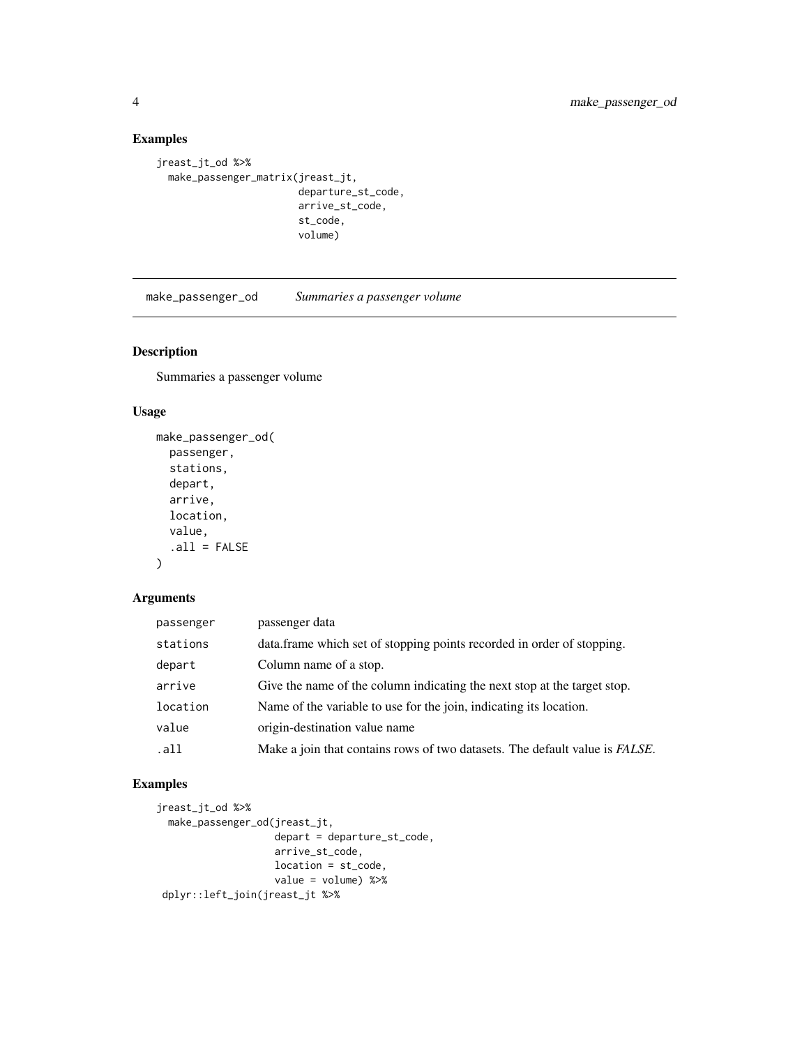## Examples

```
jreast_jt_od %>%
  make_passenger_matrix(jreast_jt,
                        departure_st_code,
                        arrive_st_code,
                        st_code,
                        volume)
```

---

`make_passenger_od` *Summaries a passenger volume*

---

## Description

Summaries a passenger volume

## Usage

```
make_passenger_od(
  passenger,
  stations,
  depart,
  arrive,
  location,
  value,
  .all = FALSE
)
```

## Arguments

| | |
|---|---|
| passenger | passenger data |
| stations | data.frame which set of stopping points recorded in order of stopping. |
| depart | Column name of a stop. |
| arrive | Give the name of the column indicating the next stop at the target stop. |
| location | Name of the variable to use for the join, indicating its location. |
| value | origin-destination value name |
| .all | Make a join that contains rows of two datasets. The default value is *FALSE*. |

## Examples

```
jreast_jt_od %>%
  make_passenger_od(jreast_jt,
                    depart = departure_st_code,
                    arrive_st_code,
                    location = st_code,
                    value = volume) %>%
 dplyr::left_join(jreast_jt %>%
```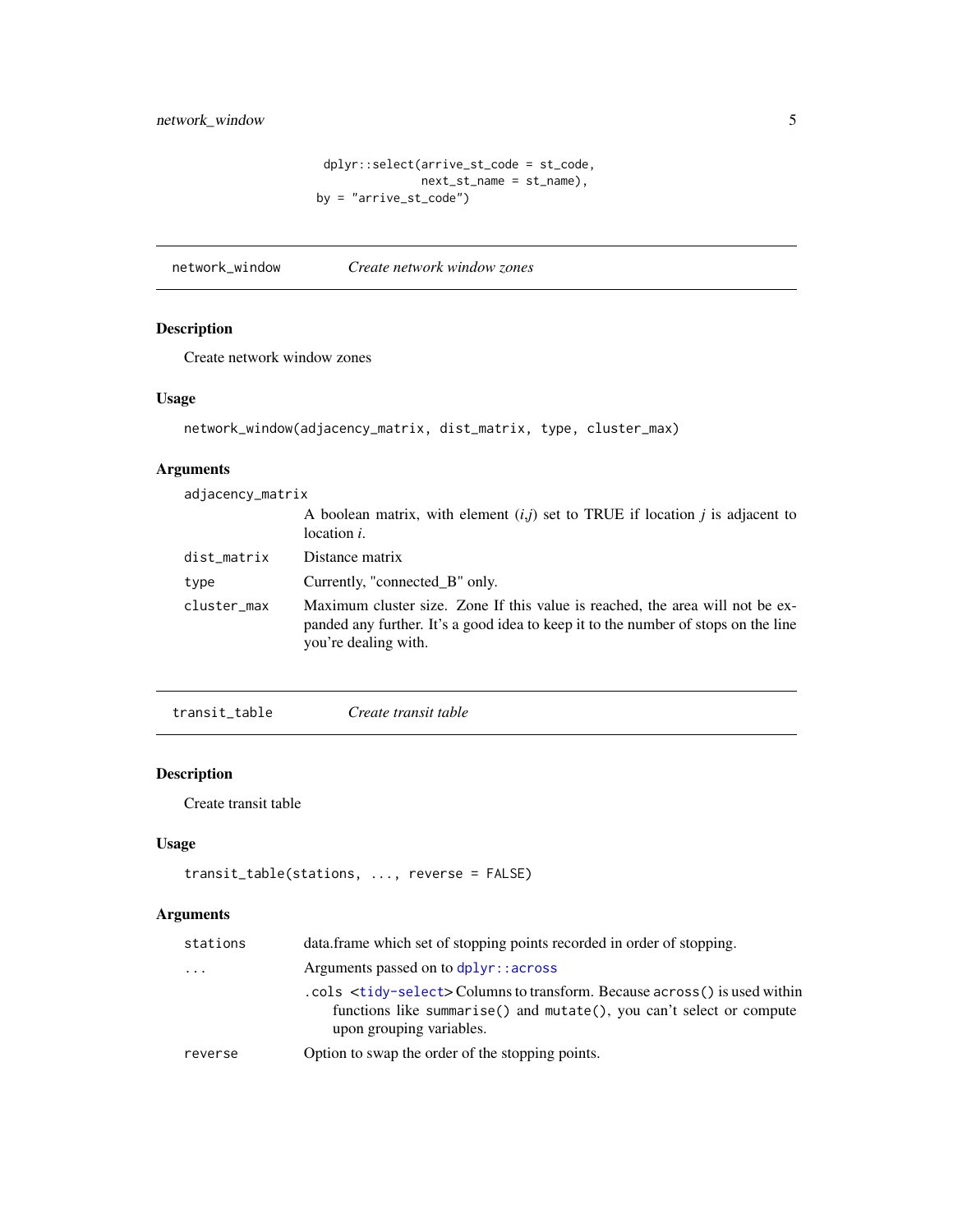```
    dplyr::select(arrive_st_code = st_code,
                  next_st_name = st_name),
  by = "arrive_st_code")
```

## network_window — *Create network window zones*

### Description

Create network window zones

### Usage

```
network_window(adjacency_matrix, dist_matrix, type, cluster_max)
```

### Arguments

| Argument | Description |
|---|---|
| adjacency_matrix | A boolean matrix, with element (*i*,*j*) set to TRUE if location *j* is adjacent to location *i*. |
| dist_matrix | Distance matrix |
| type | Currently, "connected_B" only. |
| cluster_max | Maximum cluster size. Zone If this value is reached, the area will not be expanded any further. It's a good idea to keep it to the number of stops on the line you're dealing with. |

## transit_table — *Create transit table*

### Description

Create transit table

### Usage

```
transit_table(stations, ..., reverse = FALSE)
```

### Arguments

| Argument | Description |
|---|---|
| stations | data.frame which set of stopping points recorded in order of stopping. |
| ... | Arguments passed on to `dplyr::across`<br>`.cols` <tidy-select> Columns to transform. Because `across()` is used within functions like `summarise()` and `mutate()`, you can't select or compute upon grouping variables. |
| reverse | Option to swap the order of the stopping points. |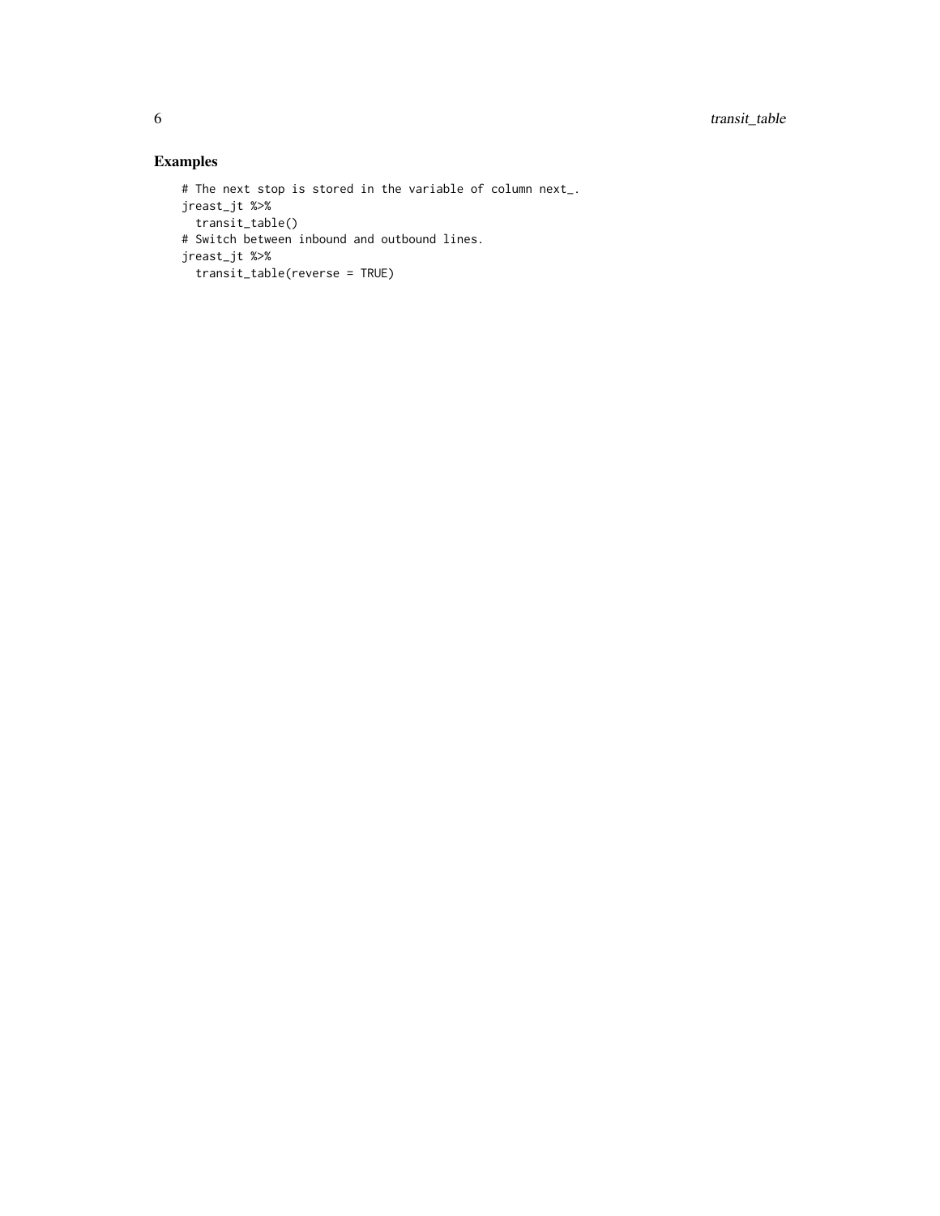## Examples

```
# The next stop is stored in the variable of column next_.
jreast_jt %>%
  transit_table()
# Switch between inbound and outbound lines.
jreast_jt %>%
  transit_table(reverse = TRUE)
```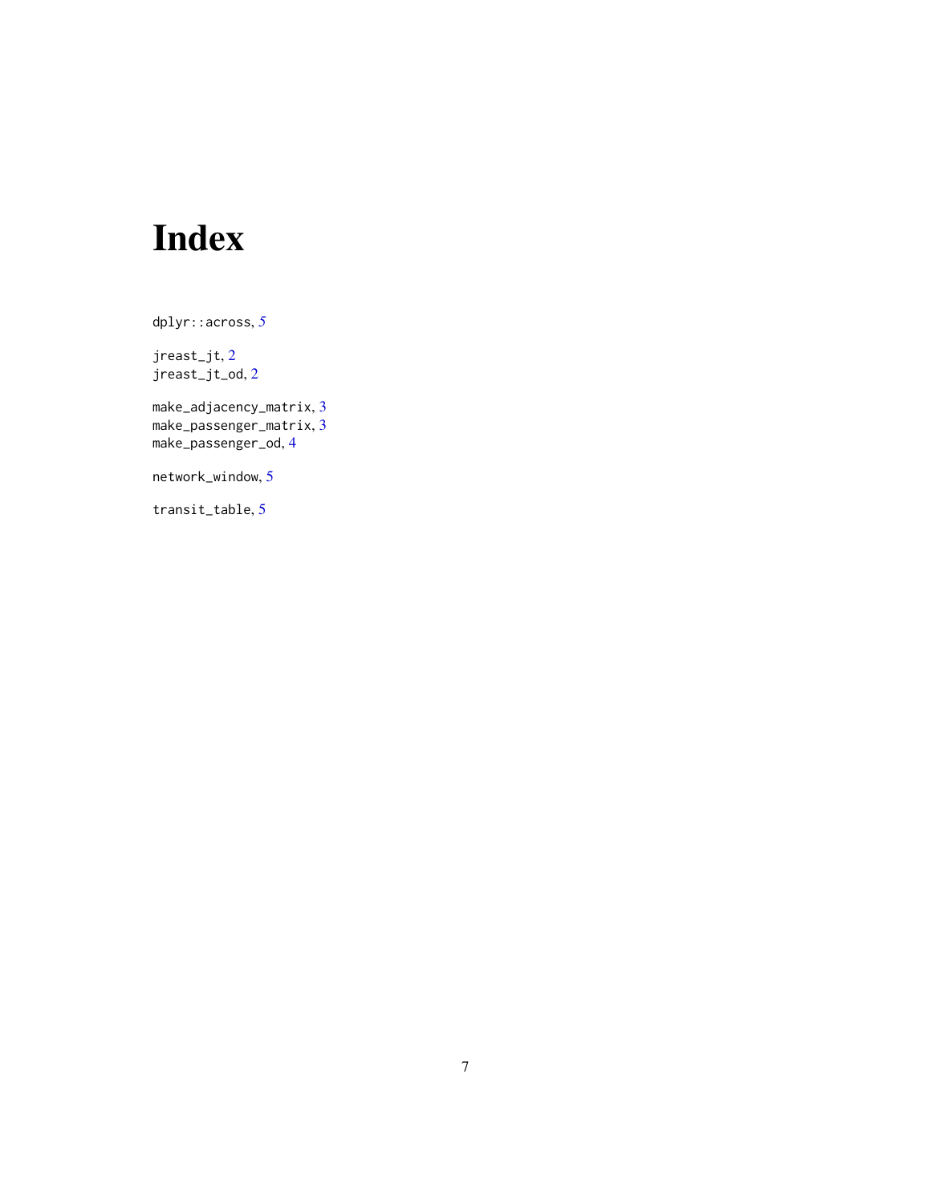# Index

dplyr::across, *5*

jreast_jt, 2
jreast_jt_od, 2

make_adjacency_matrix, 3
make_passenger_matrix, 3
make_passenger_od, 4

network_window, 5

transit_table, 5